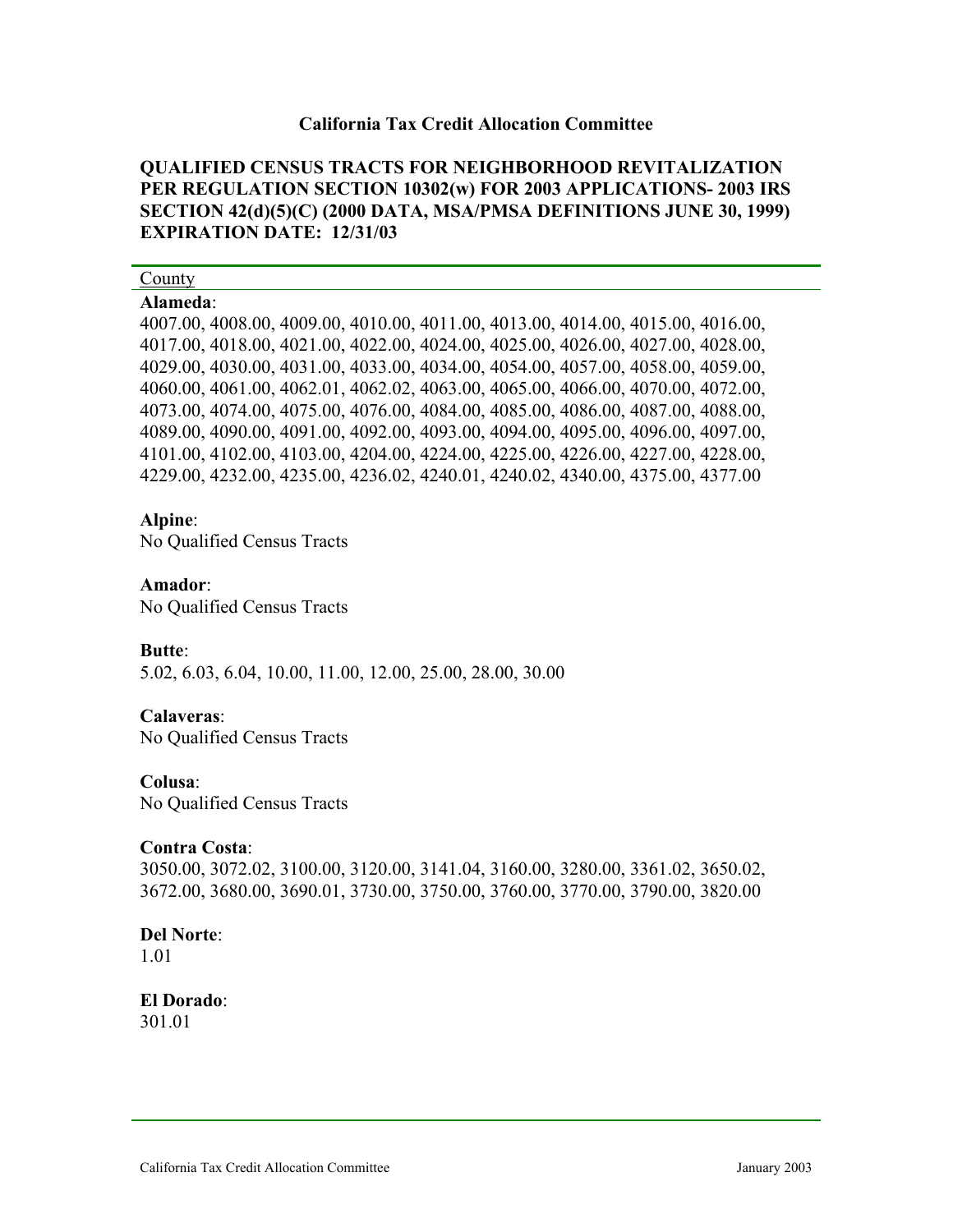**California Tax Credit Allocation Committee**

**QUALIFIED CENSUS TRACTS FOR NEIGHBORHOOD REVITALIZATION PER REGULATION SECTION 10302(w) FOR 2003 APPLICATIONS- 2003 IRS SECTION 42(d)(5)(C) (2000 DATA, MSA/PMSA DEFINITIONS JUNE 30, 1999) EXPIRATION DATE: 12/31/03**

County

**Alameda**:
4007.00, 4008.00, 4009.00, 4010.00, 4011.00, 4013.00, 4014.00, 4015.00, 4016.00, 4017.00, 4018.00, 4021.00, 4022.00, 4024.00, 4025.00, 4026.00, 4027.00, 4028.00, 4029.00, 4030.00, 4031.00, 4033.00, 4034.00, 4054.00, 4057.00, 4058.00, 4059.00, 4060.00, 4061.00, 4062.01, 4062.02, 4063.00, 4065.00, 4066.00, 4070.00, 4072.00, 4073.00, 4074.00, 4075.00, 4076.00, 4084.00, 4085.00, 4086.00, 4087.00, 4088.00, 4089.00, 4090.00, 4091.00, 4092.00, 4093.00, 4094.00, 4095.00, 4096.00, 4097.00, 4101.00, 4102.00, 4103.00, 4204.00, 4224.00, 4225.00, 4226.00, 4227.00, 4228.00, 4229.00, 4232.00, 4235.00, 4236.02, 4240.01, 4240.02, 4340.00, 4375.00, 4377.00

**Alpine**:
No Qualified Census Tracts

**Amador**:
No Qualified Census Tracts

**Butte**:
5.02, 6.03, 6.04, 10.00, 11.00, 12.00, 25.00, 28.00, 30.00

**Calaveras**:
No Qualified Census Tracts

**Colusa**:
No Qualified Census Tracts

**Contra Costa**:
3050.00, 3072.02, 3100.00, 3120.00, 3141.04, 3160.00, 3280.00, 3361.02, 3650.02, 3672.00, 3680.00, 3690.01, 3730.00, 3750.00, 3760.00, 3770.00, 3790.00, 3820.00

**Del Norte**:
1.01

**El Dorado**:
301.01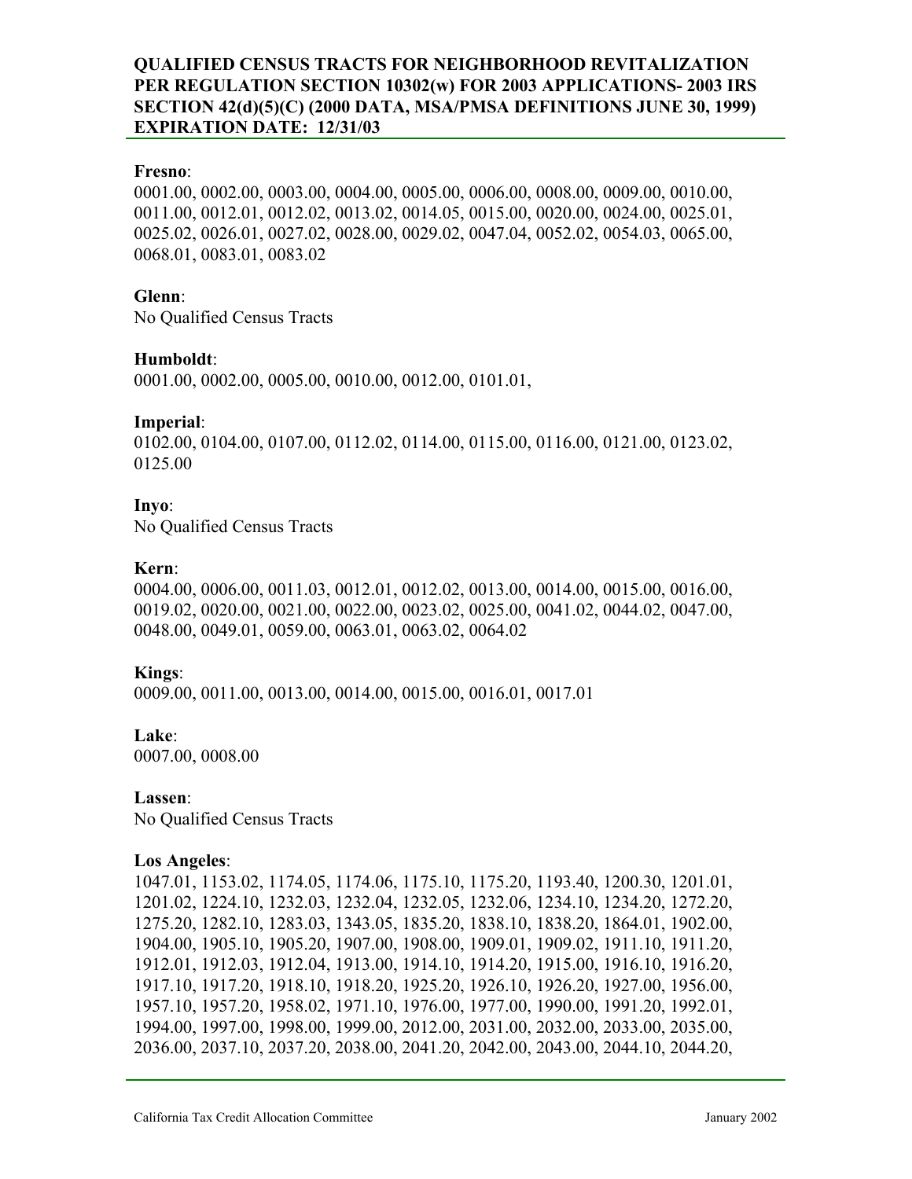**QUALIFIED CENSUS TRACTS FOR NEIGHBORHOOD REVITALIZATION PER REGULATION SECTION 10302(w) FOR 2003 APPLICATIONS- 2003 IRS SECTION 42(d)(5)(C) (2000 DATA, MSA/PMSA DEFINITIONS JUNE 30, 1999) EXPIRATION DATE: 12/31/03**

**Fresno**:
0001.00, 0002.00, 0003.00, 0004.00, 0005.00, 0006.00, 0008.00, 0009.00, 0010.00, 0011.00, 0012.01, 0012.02, 0013.02, 0014.05, 0015.00, 0020.00, 0024.00, 0025.01, 0025.02, 0026.01, 0027.02, 0028.00, 0029.02, 0047.04, 0052.02, 0054.03, 0065.00, 0068.01, 0083.01, 0083.02

**Glenn**:
No Qualified Census Tracts

**Humboldt**:
0001.00, 0002.00, 0005.00, 0010.00, 0012.00, 0101.01,

**Imperial**:
0102.00, 0104.00, 0107.00, 0112.02, 0114.00, 0115.00, 0116.00, 0121.00, 0123.02, 0125.00

**Inyo**:
No Qualified Census Tracts

**Kern**:
0004.00, 0006.00, 0011.03, 0012.01, 0012.02, 0013.00, 0014.00, 0015.00, 0016.00, 0019.02, 0020.00, 0021.00, 0022.00, 0023.02, 0025.00, 0041.02, 0044.02, 0047.00, 0048.00, 0049.01, 0059.00, 0063.01, 0063.02, 0064.02

**Kings**:
0009.00, 0011.00, 0013.00, 0014.00, 0015.00, 0016.01, 0017.01

**Lake**:
0007.00, 0008.00

**Lassen**:
No Qualified Census Tracts

**Los Angeles**:
1047.01, 1153.02, 1174.05, 1174.06, 1175.10, 1175.20, 1193.40, 1200.30, 1201.01, 1201.02, 1224.10, 1232.03, 1232.04, 1232.05, 1232.06, 1234.10, 1234.20, 1272.20, 1275.20, 1282.10, 1283.03, 1343.05, 1835.20, 1838.10, 1838.20, 1864.01, 1902.00, 1904.00, 1905.10, 1905.20, 1907.00, 1908.00, 1909.01, 1909.02, 1911.10, 1911.20, 1912.01, 1912.03, 1912.04, 1913.00, 1914.10, 1914.20, 1915.00, 1916.10, 1916.20, 1917.10, 1917.20, 1918.10, 1918.20, 1925.20, 1926.10, 1926.20, 1927.00, 1956.00, 1957.10, 1957.20, 1958.02, 1971.10, 1976.00, 1977.00, 1990.00, 1991.20, 1992.01, 1994.00, 1997.00, 1998.00, 1999.00, 2012.00, 2031.00, 2032.00, 2033.00, 2035.00, 2036.00, 2037.10, 2037.20, 2038.00, 2041.20, 2042.00, 2043.00, 2044.10, 2044.20,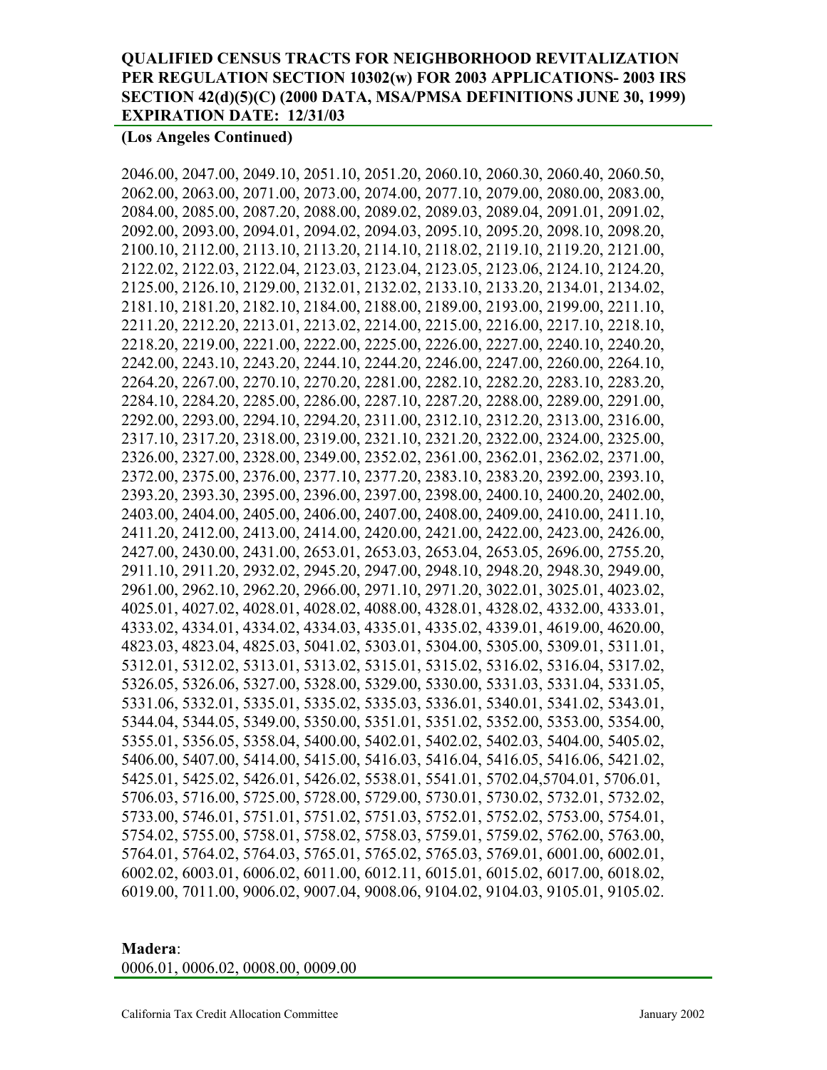**QUALIFIED CENSUS TRACTS FOR NEIGHBORHOOD REVITALIZATION PER REGULATION SECTION 10302(w) FOR 2003 APPLICATIONS- 2003 IRS SECTION 42(d)(5)(C) (2000 DATA, MSA/PMSA DEFINITIONS JUNE 30, 1999) EXPIRATION DATE: 12/31/03**

**(Los Angeles Continued)**

2046.00, 2047.00, 2049.10, 2051.10, 2051.20, 2060.10, 2060.30, 2060.40, 2060.50, 2062.00, 2063.00, 2071.00, 2073.00, 2074.00, 2077.10, 2079.00, 2080.00, 2083.00, 2084.00, 2085.00, 2087.20, 2088.00, 2089.02, 2089.03, 2089.04, 2091.01, 2091.02, 2092.00, 2093.00, 2094.01, 2094.02, 2094.03, 2095.10, 2095.20, 2098.10, 2098.20, 2100.10, 2112.00, 2113.10, 2113.20, 2114.10, 2118.02, 2119.10, 2119.20, 2121.00, 2122.02, 2122.03, 2122.04, 2123.03, 2123.04, 2123.05, 2123.06, 2124.10, 2124.20, 2125.00, 2126.10, 2129.00, 2132.01, 2132.02, 2133.10, 2133.20, 2134.01, 2134.02, 2181.10, 2181.20, 2182.10, 2184.00, 2188.00, 2189.00, 2193.00, 2199.00, 2211.10, 2211.20, 2212.20, 2213.01, 2213.02, 2214.00, 2215.00, 2216.00, 2217.10, 2218.10, 2218.20, 2219.00, 2221.00, 2222.00, 2225.00, 2226.00, 2227.00, 2240.10, 2240.20, 2242.00, 2243.10, 2243.20, 2244.10, 2244.20, 2246.00, 2247.00, 2260.00, 2264.10, 2264.20, 2267.00, 2270.10, 2270.20, 2281.00, 2282.10, 2282.20, 2283.10, 2283.20, 2284.10, 2284.20, 2285.00, 2286.00, 2287.10, 2287.20, 2288.00, 2289.00, 2291.00, 2292.00, 2293.00, 2294.10, 2294.20, 2311.00, 2312.10, 2312.20, 2313.00, 2316.00, 2317.10, 2317.20, 2318.00, 2319.00, 2321.10, 2321.20, 2322.00, 2324.00, 2325.00, 2326.00, 2327.00, 2328.00, 2349.00, 2352.02, 2361.00, 2362.01, 2362.02, 2371.00, 2372.00, 2375.00, 2376.00, 2377.10, 2377.20, 2383.10, 2383.20, 2392.00, 2393.10, 2393.20, 2393.30, 2395.00, 2396.00, 2397.00, 2398.00, 2400.10, 2400.20, 2402.00, 2403.00, 2404.00, 2405.00, 2406.00, 2407.00, 2408.00, 2409.00, 2410.00, 2411.10, 2411.20, 2412.00, 2413.00, 2414.00, 2420.00, 2421.00, 2422.00, 2423.00, 2426.00, 2427.00, 2430.00, 2431.00, 2653.01, 2653.03, 2653.04, 2653.05, 2696.00, 2755.20, 2911.10, 2911.20, 2932.02, 2945.20, 2947.00, 2948.10, 2948.20, 2948.30, 2949.00, 2961.00, 2962.10, 2962.20, 2966.00, 2971.10, 2971.20, 3022.01, 3025.01, 4023.02, 4025.01, 4027.02, 4028.01, 4028.02, 4088.00, 4328.01, 4328.02, 4332.00, 4333.01, 4333.02, 4334.01, 4334.02, 4334.03, 4335.01, 4335.02, 4339.01, 4619.00, 4620.00, 4823.03, 4823.04, 4825.03, 5041.02, 5303.01, 5304.00, 5305.00, 5309.01, 5311.01, 5312.01, 5312.02, 5313.01, 5313.02, 5315.01, 5315.02, 5316.02, 5316.04, 5317.02, 5326.05, 5326.06, 5327.00, 5328.00, 5329.00, 5330.00, 5331.03, 5331.04, 5331.05, 5331.06, 5332.01, 5335.01, 5335.02, 5335.03, 5336.01, 5340.01, 5341.02, 5343.01, 5344.04, 5344.05, 5349.00, 5350.00, 5351.01, 5351.02, 5352.00, 5353.00, 5354.00, 5355.01, 5356.05, 5358.04, 5400.00, 5402.01, 5402.02, 5402.03, 5404.00, 5405.02, 5406.00, 5407.00, 5414.00, 5415.00, 5416.03, 5416.04, 5416.05, 5416.06, 5421.02, 5425.01, 5425.02, 5426.01, 5426.02, 5538.01, 5541.01, 5702.04,5704.01, 5706.01, 5706.03, 5716.00, 5725.00, 5728.00, 5729.00, 5730.01, 5730.02, 5732.01, 5732.02, 5733.00, 5746.01, 5751.01, 5751.02, 5751.03, 5752.01, 5752.02, 5753.00, 5754.01, 5754.02, 5755.00, 5758.01, 5758.02, 5758.03, 5759.01, 5759.02, 5762.00, 5763.00, 5764.01, 5764.02, 5764.03, 5765.01, 5765.02, 5765.03, 5769.01, 6001.00, 6002.01, 6002.02, 6003.01, 6006.02, 6011.00, 6012.11, 6015.01, 6015.02, 6017.00, 6018.02, 6019.00, 7011.00, 9006.02, 9007.04, 9008.06, 9104.02, 9104.03, 9105.01, 9105.02.

**Madera**:
0006.01, 0006.02, 0008.00, 0009.00

California Tax Credit Allocation Committee January 2002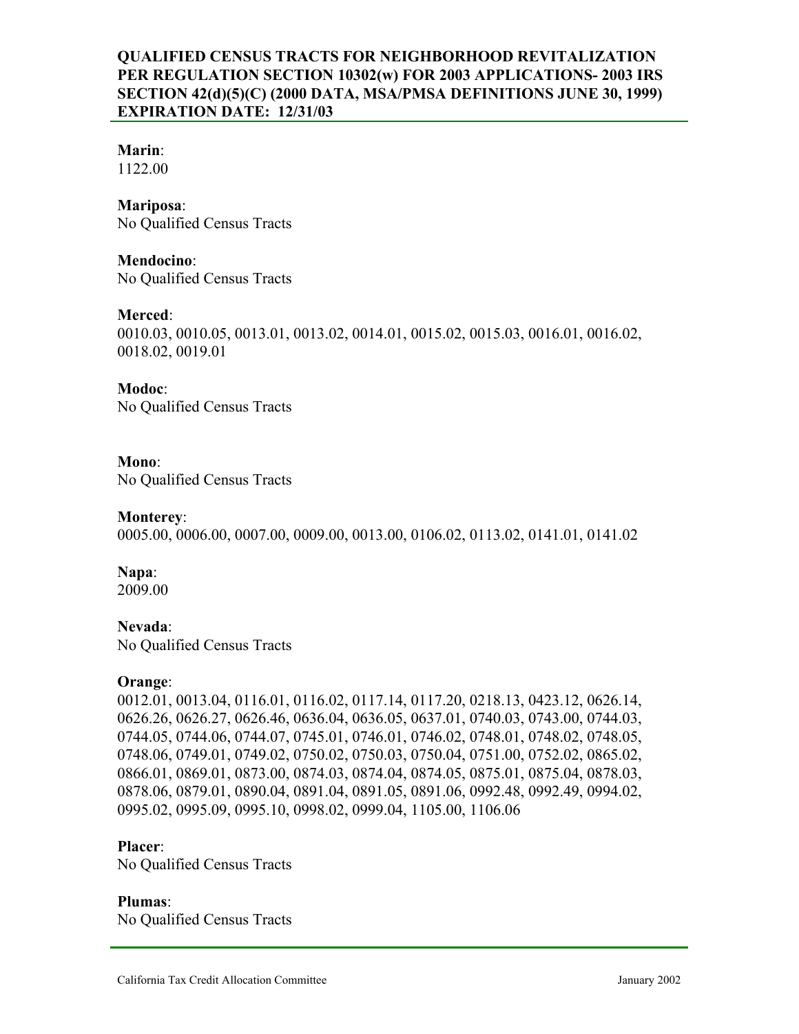**QUALIFIED CENSUS TRACTS FOR NEIGHBORHOOD REVITALIZATION PER REGULATION SECTION 10302(w) FOR 2003 APPLICATIONS- 2003 IRS SECTION 42(d)(5)(C) (2000 DATA, MSA/PMSA DEFINITIONS JUNE 30, 1999) EXPIRATION DATE: 12/31/03**

**Marin**:
1122.00

**Mariposa**:
No Qualified Census Tracts

**Mendocino**:
No Qualified Census Tracts

**Merced**:
0010.03, 0010.05, 0013.01, 0013.02, 0014.01, 0015.02, 0015.03, 0016.01, 0016.02, 0018.02, 0019.01

**Modoc**:
No Qualified Census Tracts

**Mono**:
No Qualified Census Tracts

**Monterey**:
0005.00, 0006.00, 0007.00, 0009.00, 0013.00, 0106.02, 0113.02, 0141.01, 0141.02

**Napa**:
2009.00

**Nevada**:
No Qualified Census Tracts

**Orange**:
0012.01, 0013.04, 0116.01, 0116.02, 0117.14, 0117.20, 0218.13, 0423.12, 0626.14, 0626.26, 0626.27, 0626.46, 0636.04, 0636.05, 0637.01, 0740.03, 0743.00, 0744.03, 0744.05, 0744.06, 0744.07, 0745.01, 0746.01, 0746.02, 0748.01, 0748.02, 0748.05, 0748.06, 0749.01, 0749.02, 0750.02, 0750.03, 0750.04, 0751.00, 0752.02, 0865.02, 0866.01, 0869.01, 0873.00, 0874.03, 0874.04, 0874.05, 0875.01, 0875.04, 0878.03, 0878.06, 0879.01, 0890.04, 0891.04, 0891.05, 0891.06, 0992.48, 0992.49, 0994.02, 0995.02, 0995.09, 0995.10, 0998.02, 0999.04, 1105.00, 1106.06

**Placer**:
No Qualified Census Tracts

**Plumas**:
No Qualified Census Tracts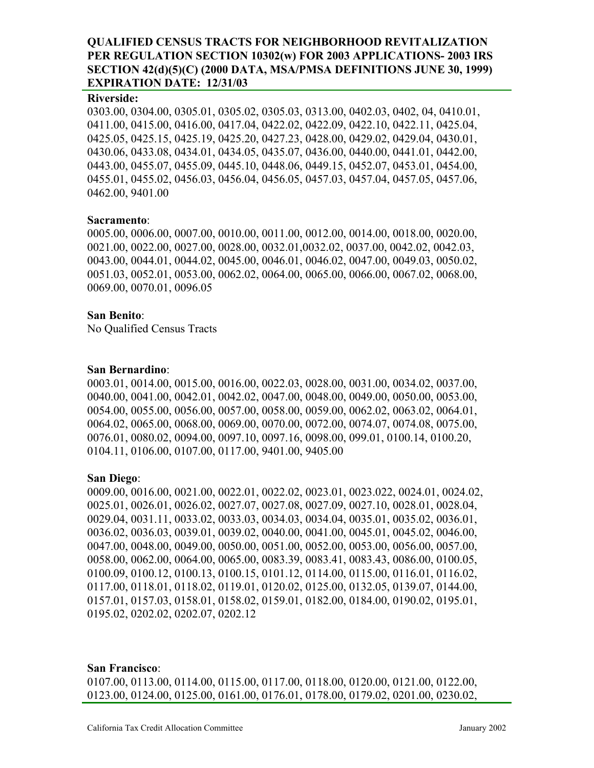**QUALIFIED CENSUS TRACTS FOR NEIGHBORHOOD REVITALIZATION PER REGULATION SECTION 10302(w) FOR 2003 APPLICATIONS- 2003 IRS SECTION 42(d)(5)(C) (2000 DATA, MSA/PMSA DEFINITIONS JUNE 30, 1999) EXPIRATION DATE: 12/31/03**

**Riverside:**
0303.00, 0304.00, 0305.01, 0305.02, 0305.03, 0313.00, 0402.03, 0402, 04, 0410.01, 0411.00, 0415.00, 0416.00, 0417.04, 0422.02, 0422.09, 0422.10, 0422.11, 0425.04, 0425.05, 0425.15, 0425.19, 0425.20, 0427.23, 0428.00, 0429.02, 0429.04, 0430.01, 0430.06, 0433.08, 0434.01, 0434.05, 0435.07, 0436.00, 0440.00, 0441.01, 0442.00, 0443.00, 0455.07, 0455.09, 0445.10, 0448.06, 0449.15, 0452.07, 0453.01, 0454.00, 0455.01, 0455.02, 0456.03, 0456.04, 0456.05, 0457.03, 0457.04, 0457.05, 0457.06, 0462.00, 9401.00

**Sacramento**:
0005.00, 0006.00, 0007.00, 0010.00, 0011.00, 0012.00, 0014.00, 0018.00, 0020.00, 0021.00, 0022.00, 0027.00, 0028.00, 0032.01,0032.02, 0037.00, 0042.02, 0042.03, 0043.00, 0044.01, 0044.02, 0045.00, 0046.01, 0046.02, 0047.00, 0049.03, 0050.02, 0051.03, 0052.01, 0053.00, 0062.02, 0064.00, 0065.00, 0066.00, 0067.02, 0068.00, 0069.00, 0070.01, 0096.05

**San Benito**:
No Qualified Census Tracts

**San Bernardino**:
0003.01, 0014.00, 0015.00, 0016.00, 0022.03, 0028.00, 0031.00, 0034.02, 0037.00, 0040.00, 0041.00, 0042.01, 0042.02, 0047.00, 0048.00, 0049.00, 0050.00, 0053.00, 0054.00, 0055.00, 0056.00, 0057.00, 0058.00, 0059.00, 0062.02, 0063.02, 0064.01, 0064.02, 0065.00, 0068.00, 0069.00, 0070.00, 0072.00, 0074.07, 0074.08, 0075.00, 0076.01, 0080.02, 0094.00, 0097.10, 0097.16, 0098.00, 099.01, 0100.14, 0100.20, 0104.11, 0106.00, 0107.00, 0117.00, 9401.00, 9405.00

**San Diego**:
0009.00, 0016.00, 0021.00, 0022.01, 0022.02, 0023.01, 0023.022, 0024.01, 0024.02, 0025.01, 0026.01, 0026.02, 0027.07, 0027.08, 0027.09, 0027.10, 0028.01, 0028.04, 0029.04, 0031.11, 0033.02, 0033.03, 0034.03, 0034.04, 0035.01, 0035.02, 0036.01, 0036.02, 0036.03, 0039.01, 0039.02, 0040.00, 0041.00, 0045.01, 0045.02, 0046.00, 0047.00, 0048.00, 0049.00, 0050.00, 0051.00, 0052.00, 0053.00, 0056.00, 0057.00, 0058.00, 0062.00, 0064.00, 0065.00, 0083.39, 0083.41, 0083.43, 0086.00, 0100.05, 0100.09, 0100.12, 0100.13, 0100.15, 0101.12, 0114.00, 0115.00, 0116.01, 0116.02, 0117.00, 0118.01, 0118.02, 0119.01, 0120.02, 0125.00, 0132.05, 0139.07, 0144.00, 0157.01, 0157.03, 0158.01, 0158.02, 0159.01, 0182.00, 0184.00, 0190.02, 0195.01, 0195.02, 0202.02, 0202.07, 0202.12

**San Francisco**:
0107.00, 0113.00, 0114.00, 0115.00, 0117.00, 0118.00, 0120.00, 0121.00, 0122.00, 0123.00, 0124.00, 0125.00, 0161.00, 0176.01, 0178.00, 0179.02, 0201.00, 0230.02,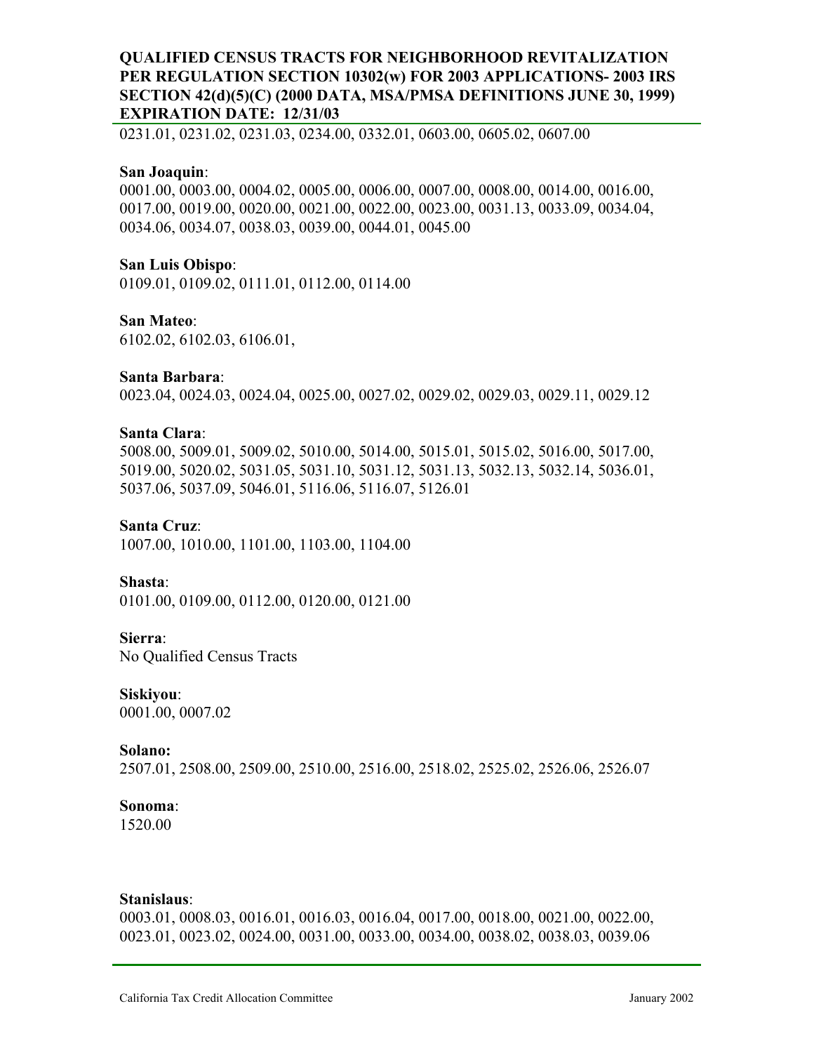0231.01, 0231.02, 0231.03, 0234.00, 0332.01, 0603.00, 0605.02, 0607.00

**San Joaquin**:
0001.00, 0003.00, 0004.02, 0005.00, 0006.00, 0007.00, 0008.00, 0014.00, 0016.00, 0017.00, 0019.00, 0020.00, 0021.00, 0022.00, 0023.00, 0031.13, 0033.09, 0034.04, 0034.06, 0034.07, 0038.03, 0039.00, 0044.01, 0045.00

**San Luis Obispo**:
0109.01, 0109.02, 0111.01, 0112.00, 0114.00

**San Mateo**:
6102.02, 6102.03, 6106.01,

**Santa Barbara**:
0023.04, 0024.03, 0024.04, 0025.00, 0027.02, 0029.02, 0029.03, 0029.11, 0029.12

**Santa Clara**:
5008.00, 5009.01, 5009.02, 5010.00, 5014.00, 5015.01, 5015.02, 5016.00, 5017.00, 5019.00, 5020.02, 5031.05, 5031.10, 5031.12, 5031.13, 5032.13, 5032.14, 5036.01, 5037.06, 5037.09, 5046.01, 5116.06, 5116.07, 5126.01

**Santa Cruz**:
1007.00, 1010.00, 1101.00, 1103.00, 1104.00

**Shasta**:
0101.00, 0109.00, 0112.00, 0120.00, 0121.00

**Sierra**:
No Qualified Census Tracts

**Siskiyou**:
0001.00, 0007.02

**Solano:**
2507.01, 2508.00, 2509.00, 2510.00, 2516.00, 2518.02, 2525.02, 2526.06, 2526.07

**Sonoma**:
1520.00

**Stanislaus**:
0003.01, 0008.03, 0016.01, 0016.03, 0016.04, 0017.00, 0018.00, 0021.00, 0022.00, 0023.01, 0023.02, 0024.00, 0031.00, 0033.00, 0034.00, 0038.02, 0038.03, 0039.06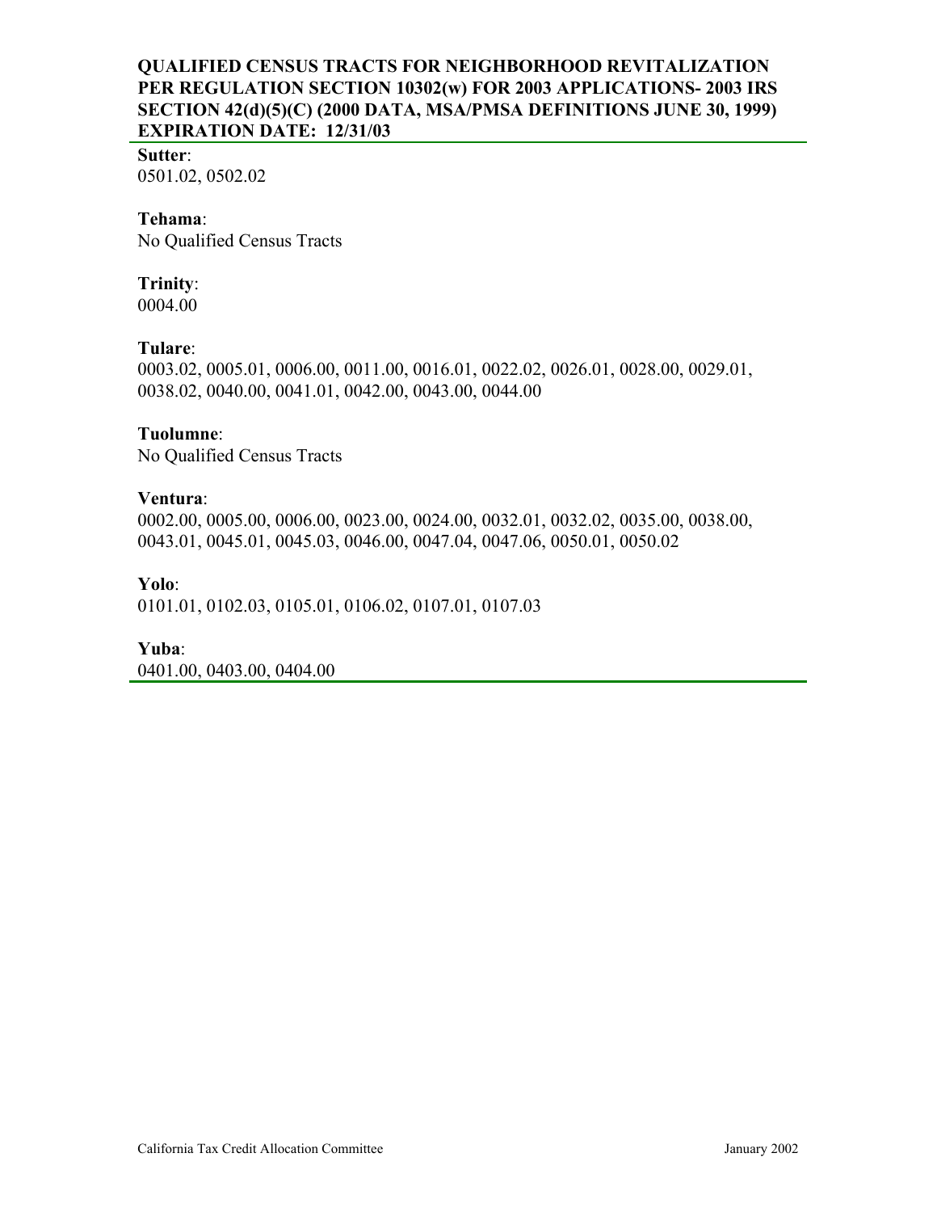**Sutter**:
0501.02, 0502.02

**Tehama**:
No Qualified Census Tracts

**Trinity**:
0004.00

**Tulare**:
0003.02, 0005.01, 0006.00, 0011.00, 0016.01, 0022.02, 0026.01, 0028.00, 0029.01, 0038.02, 0040.00, 0041.01, 0042.00, 0043.00, 0044.00

**Tuolumne**:
No Qualified Census Tracts

**Ventura**:
0002.00, 0005.00, 0006.00, 0023.00, 0024.00, 0032.01, 0032.02, 0035.00, 0038.00, 0043.01, 0045.01, 0045.03, 0046.00, 0047.04, 0047.06, 0050.01, 0050.02

**Yolo**:
0101.01, 0102.03, 0105.01, 0106.02, 0107.01, 0107.03

**Yuba**:
0401.00, 0403.00, 0404.00